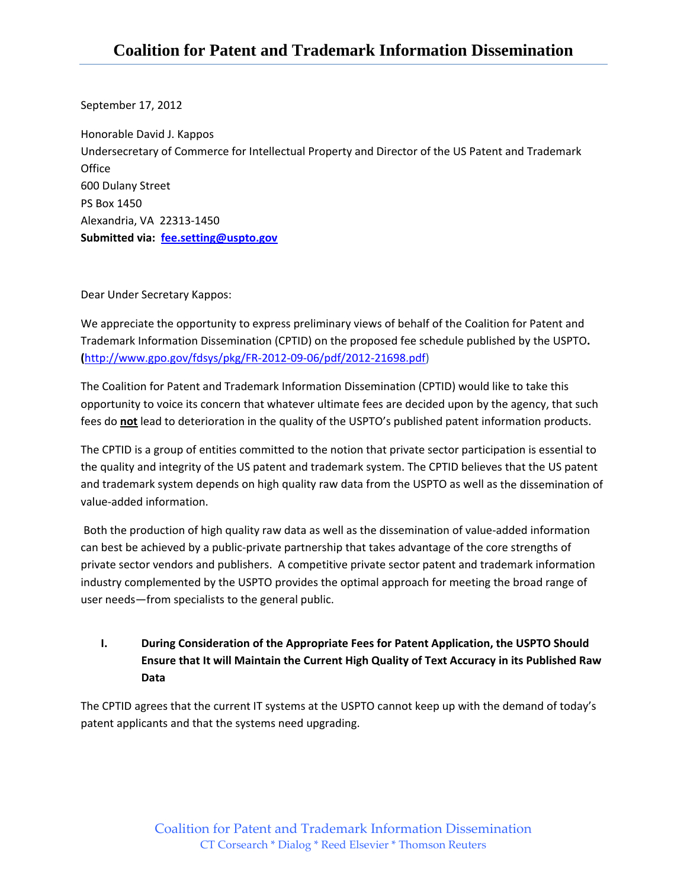# Coalition for Patent and Trademark Information Dissemination

September 17, 2012

Honorable David J. Kappos
Undersecretary of Commerce for Intellectual Property and Director of the US Patent and Trademark Office
600 Dulany Street
PS Box 1450
Alexandria, VA 22313-1450
**Submitted via: fee.setting@uspto.gov**

Dear Under Secretary Kappos:

We appreciate the opportunity to express preliminary views of behalf of the Coalition for Patent and Trademark Information Dissemination (CPTID) on the proposed fee schedule published by the USPTO. (http://www.gpo.gov/fdsys/pkg/FR-2012-09-06/pdf/2012-21698.pdf)

The Coalition for Patent and Trademark Information Dissemination (CPTID) would like to take this opportunity to voice its concern that whatever ultimate fees are decided upon by the agency, that such fees do **not** lead to deterioration in the quality of the USPTO's published patent information products.

The CPTID is a group of entities committed to the notion that private sector participation is essential to the quality and integrity of the US patent and trademark system. The CPTID believes that the US patent and trademark system depends on high quality raw data from the USPTO as well as the dissemination of value-added information.

Both the production of high quality raw data as well as the dissemination of value-added information can best be achieved by a public-private partnership that takes advantage of the core strengths of private sector vendors and publishers. A competitive private sector patent and trademark information industry complemented by the USPTO provides the optimal approach for meeting the broad range of user needs—from specialists to the general public.

## I. During Consideration of the Appropriate Fees for Patent Application, the USPTO Should Ensure that It will Maintain the Current High Quality of Text Accuracy in its Published Raw Data

The CPTID agrees that the current IT systems at the USPTO cannot keep up with the demand of today's patent applicants and that the systems need upgrading.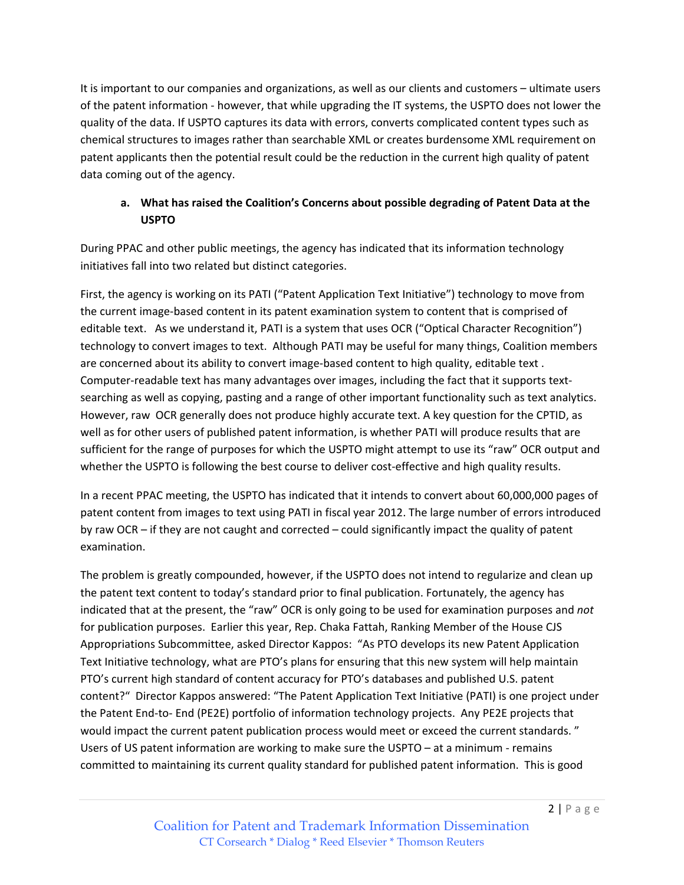It is important to our companies and organizations, as well as our clients and customers – ultimate users of the patent information - however, that while upgrading the IT systems, the USPTO does not lower the quality of the data. If USPTO captures its data with errors, converts complicated content types such as chemical structures to images rather than searchable XML or creates burdensome XML requirement on patent applicants then the potential result could be the reduction in the current high quality of patent data coming out of the agency.

**a. What has raised the Coalition's Concerns about possible degrading of Patent Data at the USPTO**

During PPAC and other public meetings, the agency has indicated that its information technology initiatives fall into two related but distinct categories.

First, the agency is working on its PATI ("Patent Application Text Initiative") technology to move from the current image-based content in its patent examination system to content that is comprised of editable text. As we understand it, PATI is a system that uses OCR ("Optical Character Recognition") technology to convert images to text. Although PATI may be useful for many things, Coalition members are concerned about its ability to convert image-based content to high quality, editable text. Computer-readable text has many advantages over images, including the fact that it supports text-searching as well as copying, pasting and a range of other important functionality such as text analytics. However, raw OCR generally does not produce highly accurate text. A key question for the CPTID, as well as for other users of published patent information, is whether PATI will produce results that are sufficient for the range of purposes for which the USPTO might attempt to use its "raw" OCR output and whether the USPTO is following the best course to deliver cost-effective and high quality results.

In a recent PPAC meeting, the USPTO has indicated that it intends to convert about 60,000,000 pages of patent content from images to text using PATI in fiscal year 2012. The large number of errors introduced by raw OCR – if they are not caught and corrected – could significantly impact the quality of patent examination.

The problem is greatly compounded, however, if the USPTO does not intend to regularize and clean up the patent text content to today's standard prior to final publication. Fortunately, the agency has indicated that at the present, the "raw" OCR is only going to be used for examination purposes and *not* for publication purposes. Earlier this year, Rep. Chaka Fattah, Ranking Member of the House CJS Appropriations Subcommittee, asked Director Kappos: "As PTO develops its new Patent Application Text Initiative technology, what are PTO's plans for ensuring that this new system will help maintain PTO's current high standard of content accuracy for PTO's databases and published U.S. patent content?" Director Kappos answered: "The Patent Application Text Initiative (PATI) is one project under the Patent End-to- End (PE2E) portfolio of information technology projects. Any PE2E projects that would impact the current patent publication process would meet or exceed the current standards." Users of US patent information are working to make sure the USPTO – at a minimum - remains committed to maintaining its current quality standard for published patent information. This is good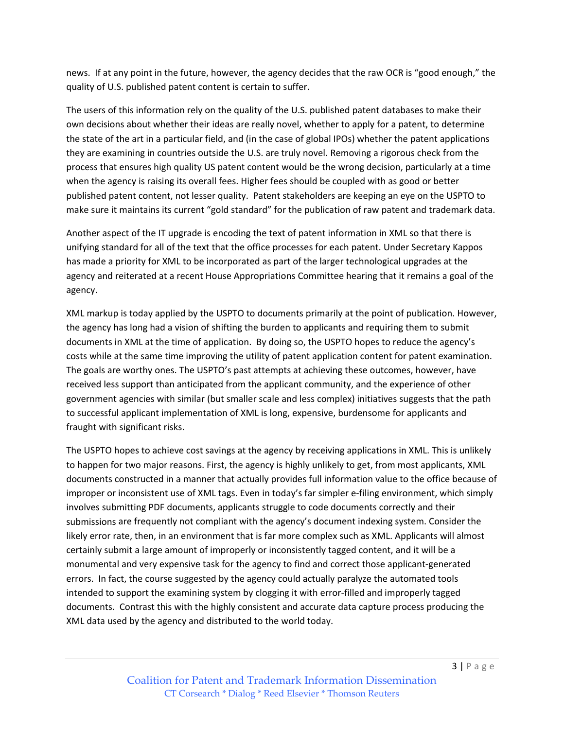news. If at any point in the future, however, the agency decides that the raw OCR is "good enough," the quality of U.S. published patent content is certain to suffer.

The users of this information rely on the quality of the U.S. published patent databases to make their own decisions about whether their ideas are really novel, whether to apply for a patent, to determine the state of the art in a particular field, and (in the case of global IPOs) whether the patent applications they are examining in countries outside the U.S. are truly novel. Removing a rigorous check from the process that ensures high quality US patent content would be the wrong decision, particularly at a time when the agency is raising its overall fees. Higher fees should be coupled with as good or better published patent content, not lesser quality. Patent stakeholders are keeping an eye on the USPTO to make sure it maintains its current "gold standard" for the publication of raw patent and trademark data.

Another aspect of the IT upgrade is encoding the text of patent information in XML so that there is unifying standard for all of the text that the office processes for each patent. Under Secretary Kappos has made a priority for XML to be incorporated as part of the larger technological upgrades at the agency and reiterated at a recent House Appropriations Committee hearing that it remains a goal of the agency.

XML markup is today applied by the USPTO to documents primarily at the point of publication. However, the agency has long had a vision of shifting the burden to applicants and requiring them to submit documents in XML at the time of application. By doing so, the USPTO hopes to reduce the agency's costs while at the same time improving the utility of patent application content for patent examination. The goals are worthy ones. The USPTO's past attempts at achieving these outcomes, however, have received less support than anticipated from the applicant community, and the experience of other government agencies with similar (but smaller scale and less complex) initiatives suggests that the path to successful applicant implementation of XML is long, expensive, burdensome for applicants and fraught with significant risks.

The USPTO hopes to achieve cost savings at the agency by receiving applications in XML. This is unlikely to happen for two major reasons. First, the agency is highly unlikely to get, from most applicants, XML documents constructed in a manner that actually provides full information value to the office because of improper or inconsistent use of XML tags. Even in today's far simpler e-filing environment, which simply involves submitting PDF documents, applicants struggle to code documents correctly and their submissions are frequently not compliant with the agency's document indexing system. Consider the likely error rate, then, in an environment that is far more complex such as XML. Applicants will almost certainly submit a large amount of improperly or inconsistently tagged content, and it will be a monumental and very expensive task for the agency to find and correct those applicant-generated errors. In fact, the course suggested by the agency could actually paralyze the automated tools intended to support the examining system by clogging it with error-filled and improperly tagged documents. Contrast this with the highly consistent and accurate data capture process producing the XML data used by the agency and distributed to the world today.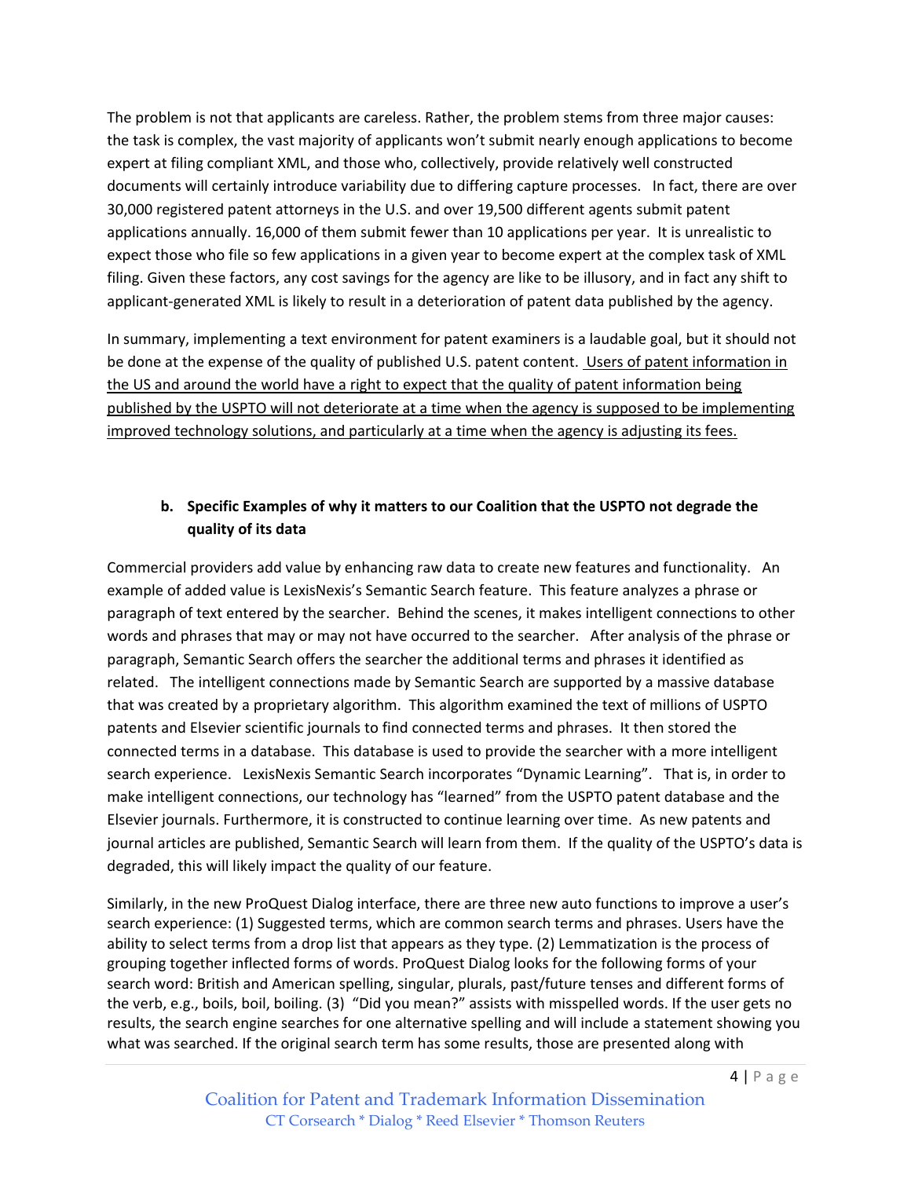The problem is not that applicants are careless. Rather, the problem stems from three major causes: the task is complex, the vast majority of applicants won't submit nearly enough applications to become expert at filing compliant XML, and those who, collectively, provide relatively well constructed documents will certainly introduce variability due to differing capture processes. In fact, there are over 30,000 registered patent attorneys in the U.S. and over 19,500 different agents submit patent applications annually. 16,000 of them submit fewer than 10 applications per year. It is unrealistic to expect those who file so few applications in a given year to become expert at the complex task of XML filing. Given these factors, any cost savings for the agency are like to be illusory, and in fact any shift to applicant-generated XML is likely to result in a deterioration of patent data published by the agency.

In summary, implementing a text environment for patent examiners is a laudable goal, but it should not be done at the expense of the quality of published U.S. patent content. <u>Users of patent information in the US and around the world have a right to expect that the quality of patent information being published by the USPTO will not deteriorate at a time when the agency is supposed to be implementing improved technology solutions, and particularly at a time when the agency is adjusting its fees.</u>

**b. Specific Examples of why it matters to our Coalition that the USPTO not degrade the quality of its data**

Commercial providers add value by enhancing raw data to create new features and functionality. An example of added value is LexisNexis's Semantic Search feature. This feature analyzes a phrase or paragraph of text entered by the searcher. Behind the scenes, it makes intelligent connections to other words and phrases that may or may not have occurred to the searcher. After analysis of the phrase or paragraph, Semantic Search offers the searcher the additional terms and phrases it identified as related. The intelligent connections made by Semantic Search are supported by a massive database that was created by a proprietary algorithm. This algorithm examined the text of millions of USPTO patents and Elsevier scientific journals to find connected terms and phrases. It then stored the connected terms in a database. This database is used to provide the searcher with a more intelligent search experience. LexisNexis Semantic Search incorporates "Dynamic Learning". That is, in order to make intelligent connections, our technology has "learned" from the USPTO patent database and the Elsevier journals. Furthermore, it is constructed to continue learning over time. As new patents and journal articles are published, Semantic Search will learn from them. If the quality of the USPTO's data is degraded, this will likely impact the quality of our feature.

Similarly, in the new ProQuest Dialog interface, there are three new auto functions to improve a user's search experience: (1) Suggested terms, which are common search terms and phrases. Users have the ability to select terms from a drop list that appears as they type. (2) Lemmatization is the process of grouping together inflected forms of words. ProQuest Dialog looks for the following forms of your search word: British and American spelling, singular, plurals, past/future tenses and different forms of the verb, e.g., boils, boil, boiling. (3) "Did you mean?" assists with misspelled words. If the user gets no results, the search engine searches for one alternative spelling and will include a statement showing you what was searched. If the original search term has some results, those are presented along with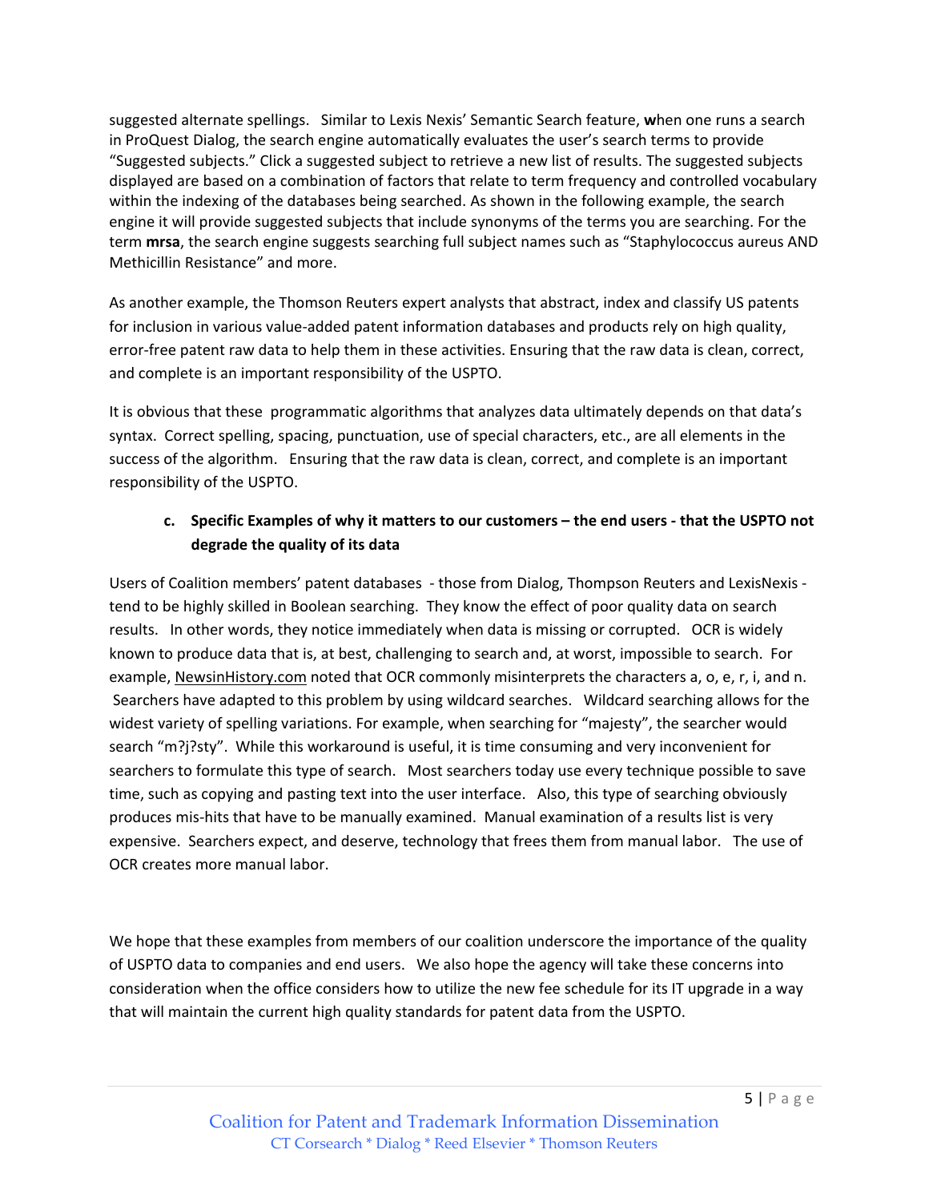suggested alternate spellings. Similar to Lexis Nexis' Semantic Search feature, **w**hen one runs a search in ProQuest Dialog, the search engine automatically evaluates the user's search terms to provide "Suggested subjects." Click a suggested subject to retrieve a new list of results. The suggested subjects displayed are based on a combination of factors that relate to term frequency and controlled vocabulary within the indexing of the databases being searched. As shown in the following example, the search engine it will provide suggested subjects that include synonyms of the terms you are searching. For the term **mrsa**, the search engine suggests searching full subject names such as "Staphylococcus aureus AND Methicillin Resistance" and more.

As another example, the Thomson Reuters expert analysts that abstract, index and classify US patents for inclusion in various value-added patent information databases and products rely on high quality, error-free patent raw data to help them in these activities. Ensuring that the raw data is clean, correct, and complete is an important responsibility of the USPTO.

It is obvious that these programmatic algorithms that analyzes data ultimately depends on that data's syntax. Correct spelling, spacing, punctuation, use of special characters, etc., are all elements in the success of the algorithm. Ensuring that the raw data is clean, correct, and complete is an important responsibility of the USPTO.

**c. Specific Examples of why it matters to our customers – the end users - that the USPTO not degrade the quality of its data**

Users of Coalition members' patent databases - those from Dialog, Thompson Reuters and LexisNexis - tend to be highly skilled in Boolean searching. They know the effect of poor quality data on search results. In other words, they notice immediately when data is missing or corrupted. OCR is widely known to produce data that is, at best, challenging to search and, at worst, impossible to search. For example, NewsinHistory.com noted that OCR commonly misinterprets the characters a, o, e, r, i, and n. Searchers have adapted to this problem by using wildcard searches. Wildcard searching allows for the widest variety of spelling variations. For example, when searching for "majesty", the searcher would search "m?j?sty". While this workaround is useful, it is time consuming and very inconvenient for searchers to formulate this type of search. Most searchers today use every technique possible to save time, such as copying and pasting text into the user interface. Also, this type of searching obviously produces mis-hits that have to be manually examined. Manual examination of a results list is very expensive. Searchers expect, and deserve, technology that frees them from manual labor. The use of OCR creates more manual labor.

We hope that these examples from members of our coalition underscore the importance of the quality of USPTO data to companies and end users. We also hope the agency will take these concerns into consideration when the office considers how to utilize the new fee schedule for its IT upgrade in a way that will maintain the current high quality standards for patent data from the USPTO.